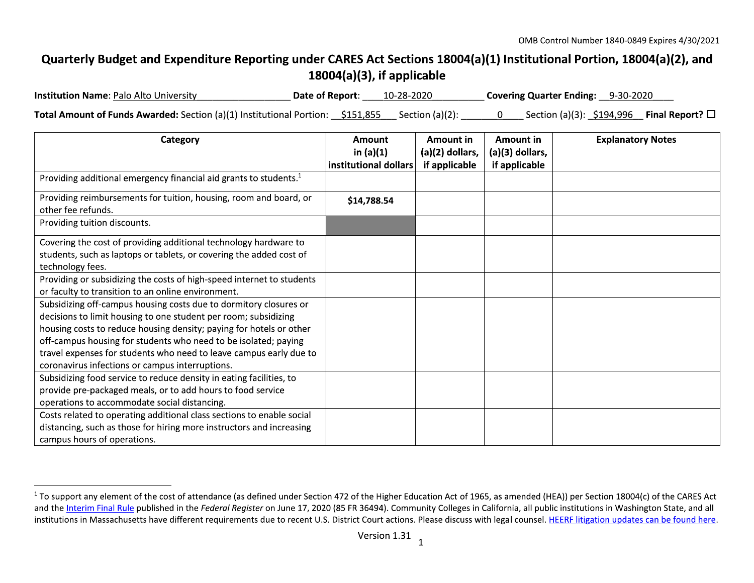OMB Control Number 1840-0849 Expires 4/30/2021

# Quarterly Budget and Expenditure Reporting under CARES Act Sections 18004(a)(1) Institutional Portion, 18004(a)(2), and 18004(a)(3), if applicable

**Institution Name**: Palo Alto University **Date of Report**: 10-28-2020 **Covering Quarter Ending**: 9-30-2020

**Total Amount of Funds Awarded:** Section (a)(1) Institutional Portion: $151,855 Section (a)(2): 0 Section (a)(3): $194,996 **Final Report?** ☐

| Category | Amount in (a)(1) institutional dollars | Amount in (a)(2) dollars, if applicable | Amount in (a)(3) dollars, if applicable | Explanatory Notes |
|---|---|---|---|---|
| Providing additional emergency financial aid grants to students.[1] | | | | |
| Providing reimbursements for tuition, housing, room and board, or other fee refunds. | **$14,788.54** | | | |
| Providing tuition discounts. | | | | |
| Covering the cost of providing additional technology hardware to students, such as laptops or tablets, or covering the added cost of technology fees. | | | | |
| Providing or subsidizing the costs of high-speed internet to students or faculty to transition to an online environment. | | | | |
| Subsidizing off-campus housing costs due to dormitory closures or decisions to limit housing to one student per room; subsidizing housing costs to reduce housing density; paying for hotels or other off-campus housing for students who need to be isolated; paying travel expenses for students who need to leave campus early due to coronavirus infections or campus interruptions. | | | | |
| Subsidizing food service to reduce density in eating facilities, to provide pre-packaged meals, or to add hours to food service operations to accommodate social distancing. | | | | |
| Costs related to operating additional class sections to enable social distancing, such as those for hiring more instructors and increasing campus hours of operations. | | | | |

[1] To support any element of the cost of attendance (as defined under Section 472 of the Higher Education Act of 1965, as amended (HEA)) per Section 18004(c) of the CARES Act and the Interim Final Rule published in the *Federal Register* on June 17, 2020 (85 FR 36494). Community Colleges in California, all public institutions in Washington State, and all institutions in Massachusetts have different requirements due to recent U.S. District Court actions. Please discuss with legal counsel. HEERF litigation updates can be found here.

Version 1.31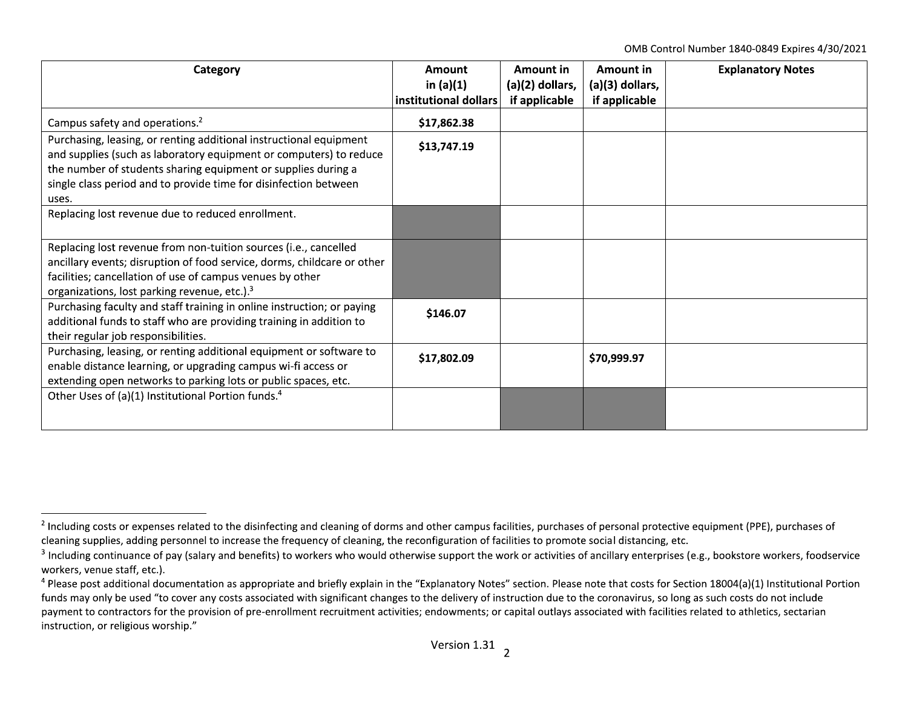| Category | Amount in (a)(1) institutional dollars | Amount in (a)(2) dollars, if applicable | Amount in (a)(3) dollars, if applicable | Explanatory Notes |
|---|---|---|---|---|
| Campus safety and operations.[2] | **$17,862.38** | | | |
| Purchasing, leasing, or renting additional instructional equipment and supplies (such as laboratory equipment or computers) to reduce the number of students sharing equipment or supplies during a single class period and to provide time for disinfection between uses. | **$13,747.19** | | | |
| Replacing lost revenue due to reduced enrollment. | | | | |
| Replacing lost revenue from non-tuition sources (i.e., cancelled ancillary events; disruption of food service, dorms, childcare or other facilities; cancellation of use of campus venues by other organizations, lost parking revenue, etc.).[3] | | | | |
| Purchasing faculty and staff training in online instruction; or paying additional funds to staff who are providing training in addition to their regular job responsibilities. | **$146.07** | | | |
| Purchasing, leasing, or renting additional equipment or software to enable distance learning, or upgrading campus wi-fi access or extending open networks to parking lots or public spaces, etc. | **$17,802.09** | | **$70,999.97** | |
| Other Uses of (a)(1) Institutional Portion funds.[4] | | | | |

[2] Including costs or expenses related to the disinfecting and cleaning of dorms and other campus facilities, purchases of personal protective equipment (PPE), purchases of cleaning supplies, adding personnel to increase the frequency of cleaning, the reconfiguration of facilities to promote social distancing, etc.

[3] Including continuance of pay (salary and benefits) to workers who would otherwise support the work or activities of ancillary enterprises (e.g., bookstore workers, foodservice workers, venue staff, etc.).

[4] Please post additional documentation as appropriate and briefly explain in the "Explanatory Notes" section. Please note that costs for Section 18004(a)(1) Institutional Portion funds may only be used "to cover any costs associated with significant changes to the delivery of instruction due to the coronavirus, so long as such costs do not include payment to contractors for the provision of pre-enrollment recruitment activities; endowments; or capital outlays associated with facilities related to athletics, sectarian instruction, or religious worship."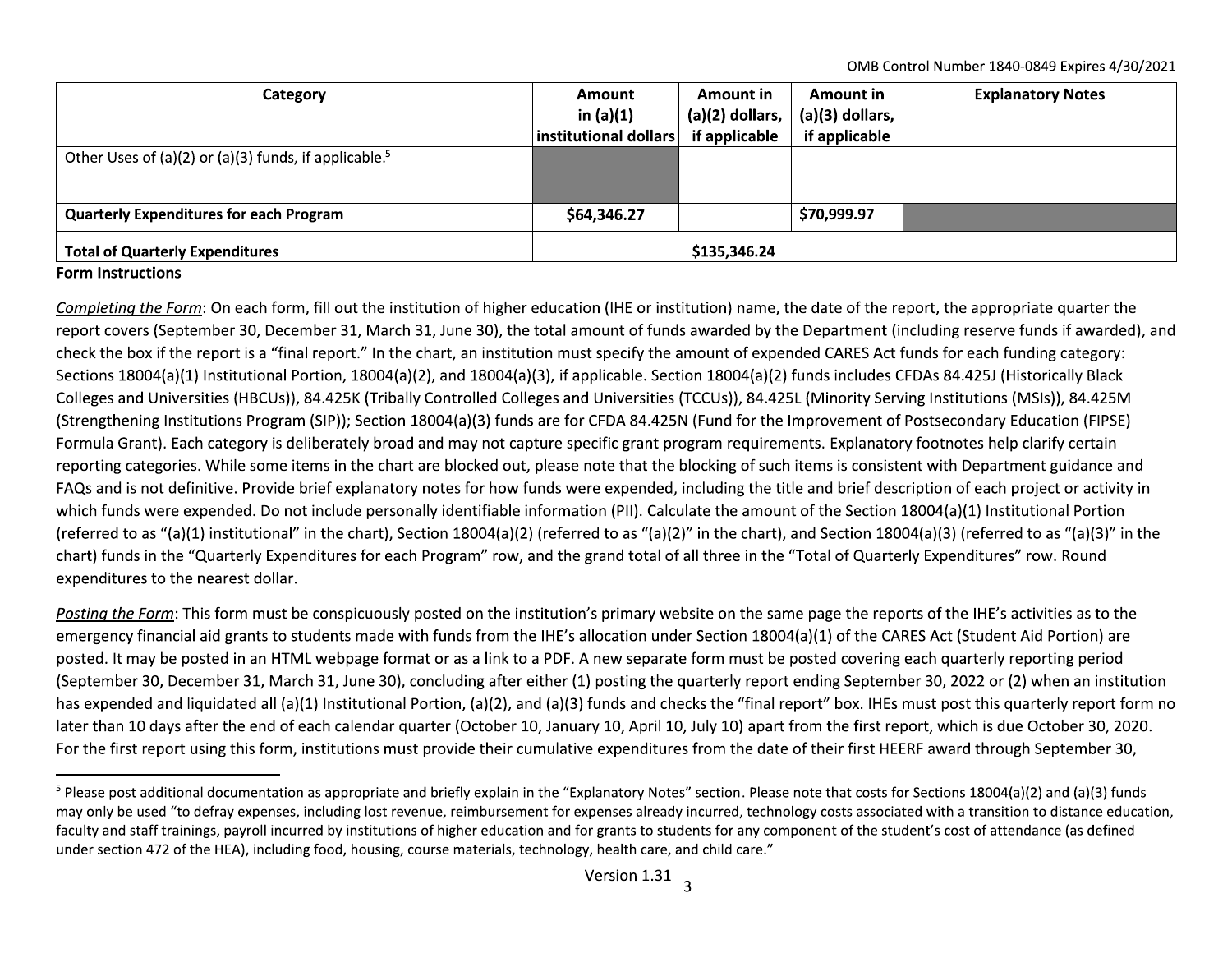| Category | Amount in (a)(1) institutional dollars | Amount in (a)(2) dollars, if applicable | Amount in (a)(3) dollars, if applicable | Explanatory Notes |
|---|---|---|---|---|
| Other Uses of (a)(2) or (a)(3) funds, if applicable.[5] | | | | |
| **Quarterly Expenditures for each Program** | **$64,346.27** | | **$70,999.97** | |
| **Total of Quarterly Expenditures** | **$135,346.24** | | | |

**Form Instructions**

*Completing the Form*: On each form, fill out the institution of higher education (IHE or institution) name, the date of the report, the appropriate quarter the report covers (September 30, December 31, March 31, June 30), the total amount of funds awarded by the Department (including reserve funds if awarded), and check the box if the report is a "final report." In the chart, an institution must specify the amount of expended CARES Act funds for each funding category: Sections 18004(a)(1) Institutional Portion, 18004(a)(2), and 18004(a)(3), if applicable. Section 18004(a)(2) funds includes CFDAs 84.425J (Historically Black Colleges and Universities (HBCUs)), 84.425K (Tribally Controlled Colleges and Universities (TCCUs)), 84.425L (Minority Serving Institutions (MSIs)), 84.425M (Strengthening Institutions Program (SIP)); Section 18004(a)(3) funds are for CFDA 84.425N (Fund for the Improvement of Postsecondary Education (FIPSE) Formula Grant). Each category is deliberately broad and may not capture specific grant program requirements. Explanatory footnotes help clarify certain reporting categories. While some items in the chart are blocked out, please note that the blocking of such items is consistent with Department guidance and FAQs and is not definitive. Provide brief explanatory notes for how funds were expended, including the title and brief description of each project or activity in which funds were expended. Do not include personally identifiable information (PII). Calculate the amount of the Section 18004(a)(1) Institutional Portion (referred to as "(a)(1) institutional" in the chart), Section 18004(a)(2) (referred to as "(a)(2)" in the chart), and Section 18004(a)(3) (referred to as "(a)(3)" in the chart) funds in the "Quarterly Expenditures for each Program" row, and the grand total of all three in the "Total of Quarterly Expenditures" row. Round expenditures to the nearest dollar.

*Posting the Form*: This form must be conspicuously posted on the institution's primary website on the same page the reports of the IHE's activities as to the emergency financial aid grants to students made with funds from the IHE's allocation under Section 18004(a)(1) of the CARES Act (Student Aid Portion) are posted. It may be posted in an HTML webpage format or as a link to a PDF. A new separate form must be posted covering each quarterly reporting period (September 30, December 31, March 31, June 30), concluding after either (1) posting the quarterly report ending September 30, 2022 or (2) when an institution has expended and liquidated all (a)(1) Institutional Portion, (a)(2), and (a)(3) funds and checks the "final report" box. IHEs must post this quarterly report form no later than 10 days after the end of each calendar quarter (October 10, January 10, April 10, July 10) apart from the first report, which is due October 30, 2020. For the first report using this form, institutions must provide their cumulative expenditures from the date of their first HEERF award through September 30,

[5] Please post additional documentation as appropriate and briefly explain in the "Explanatory Notes" section. Please note that costs for Sections 18004(a)(2) and (a)(3) funds may only be used "to defray expenses, including lost revenue, reimbursement for expenses already incurred, technology costs associated with a transition to distance education, faculty and staff trainings, payroll incurred by institutions of higher education and for grants to students for any component of the student's cost of attendance (as defined under section 472 of the HEA), including food, housing, course materials, technology, health care, and child care."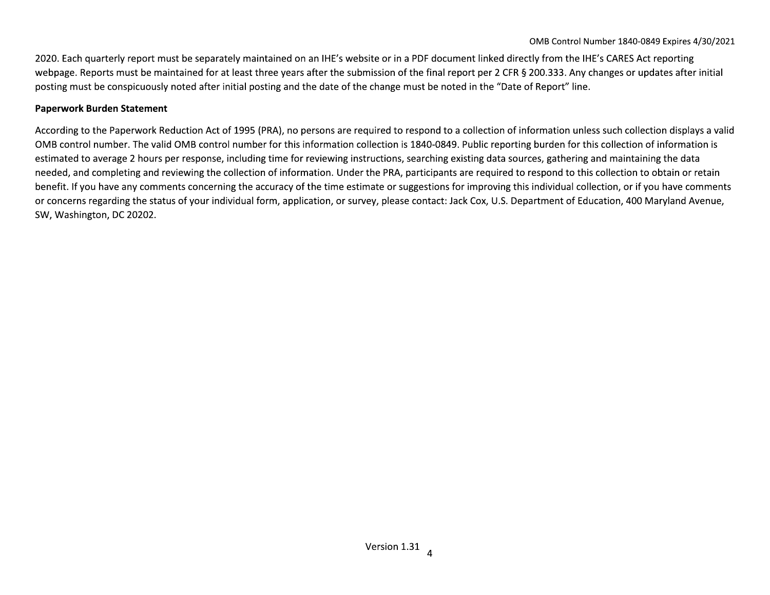2020. Each quarterly report must be separately maintained on an IHE's website or in a PDF document linked directly from the IHE's CARES Act reporting webpage. Reports must be maintained for at least three years after the submission of the final report per 2 CFR § 200.333. Any changes or updates after initial posting must be conspicuously noted after initial posting and the date of the change must be noted in the "Date of Report" line.

**Paperwork Burden Statement**

According to the Paperwork Reduction Act of 1995 (PRA), no persons are required to respond to a collection of information unless such collection displays a valid OMB control number. The valid OMB control number for this information collection is 1840-0849. Public reporting burden for this collection of information is estimated to average 2 hours per response, including time for reviewing instructions, searching existing data sources, gathering and maintaining the data needed, and completing and reviewing the collection of information. Under the PRA, participants are required to respond to this collection to obtain or retain benefit. If you have any comments concerning the accuracy of the time estimate or suggestions for improving this individual collection, or if you have comments or concerns regarding the status of your individual form, application, or survey, please contact: Jack Cox, U.S. Department of Education, 400 Maryland Avenue, SW, Washington, DC 20202.